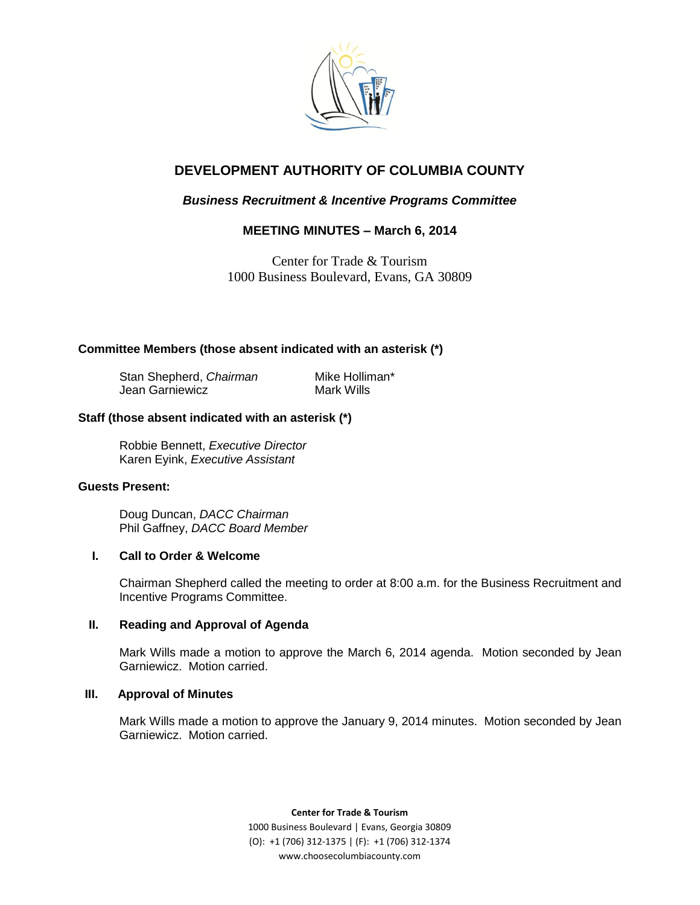# DEVELOPMENT AUTHORITY OF COLUMBIA COUNTY

## *Business Recruitment & Incentive Programs Committee*

### MEETING MINUTES – March 6, 2014

Center for Trade & Tourism
1000 Business Boulevard, Evans, GA 30809

**Committee Members (those absent indicated with an asterisk (*)**

Stan Shepherd, *Chairman*
Jean Garniewicz
Mike Holliman*
Mark Wills

**Staff (those absent indicated with an asterisk (*)**

Robbie Bennett, *Executive Director*
Karen Eyink, *Executive Assistant*

**Guests Present:**

Doug Duncan, *DACC Chairman*
Phil Gaffney, *DACC Board Member*

**I. Call to Order & Welcome**

Chairman Shepherd called the meeting to order at 8:00 a.m. for the Business Recruitment and Incentive Programs Committee.

**II. Reading and Approval of Agenda**

Mark Wills made a motion to approve the March 6, 2014 agenda. Motion seconded by Jean Garniewicz. Motion carried.

**III. Approval of Minutes**

Mark Wills made a motion to approve the January 9, 2014 minutes. Motion seconded by Jean Garniewicz. Motion carried.

**Center for Trade & Tourism**
1000 Business Boulevard | Evans, Georgia 30809
(O): +1 (706) 312-1375 | (F): +1 (706) 312-1374
www.choosecolumbiacounty.com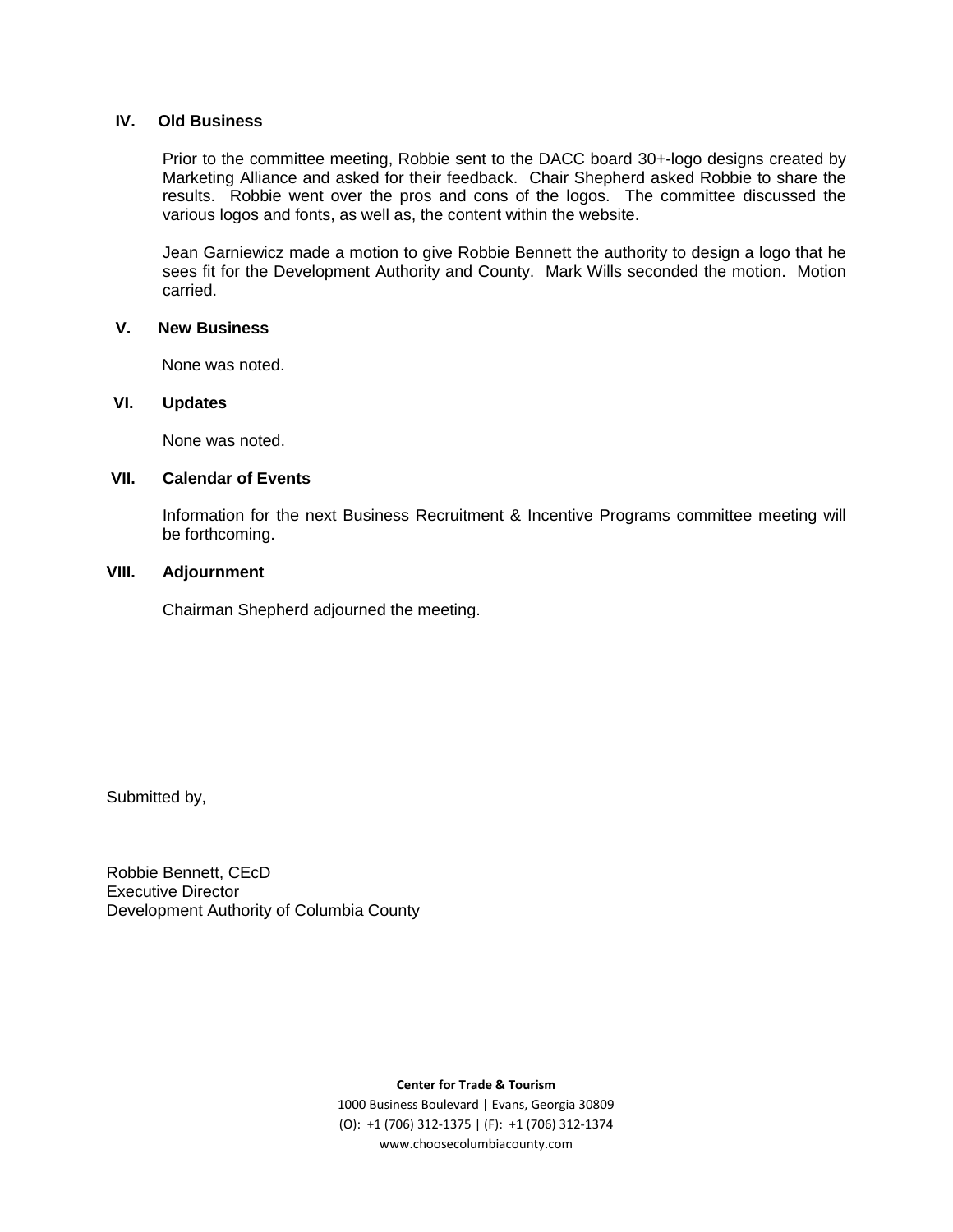## IV. Old Business

Prior to the committee meeting, Robbie sent to the DACC board 30+-logo designs created by Marketing Alliance and asked for their feedback. Chair Shepherd asked Robbie to share the results. Robbie went over the pros and cons of the logos. The committee discussed the various logos and fonts, as well as, the content within the website.

Jean Garniewicz made a motion to give Robbie Bennett the authority to design a logo that he sees fit for the Development Authority and County. Mark Wills seconded the motion. Motion carried.

## V. New Business

None was noted.

## VI. Updates

None was noted.

## VII. Calendar of Events

Information for the next Business Recruitment & Incentive Programs committee meeting will be forthcoming.

## VIII. Adjournment

Chairman Shepherd adjourned the meeting.

Submitted by,

Robbie Bennett, CEcD
Executive Director
Development Authority of Columbia County

**Center for Trade & Tourism**
1000 Business Boulevard | Evans, Georgia 30809
(O): +1 (706) 312-1375 | (F): +1 (706) 312-1374
www.choosecolumbiacounty.com